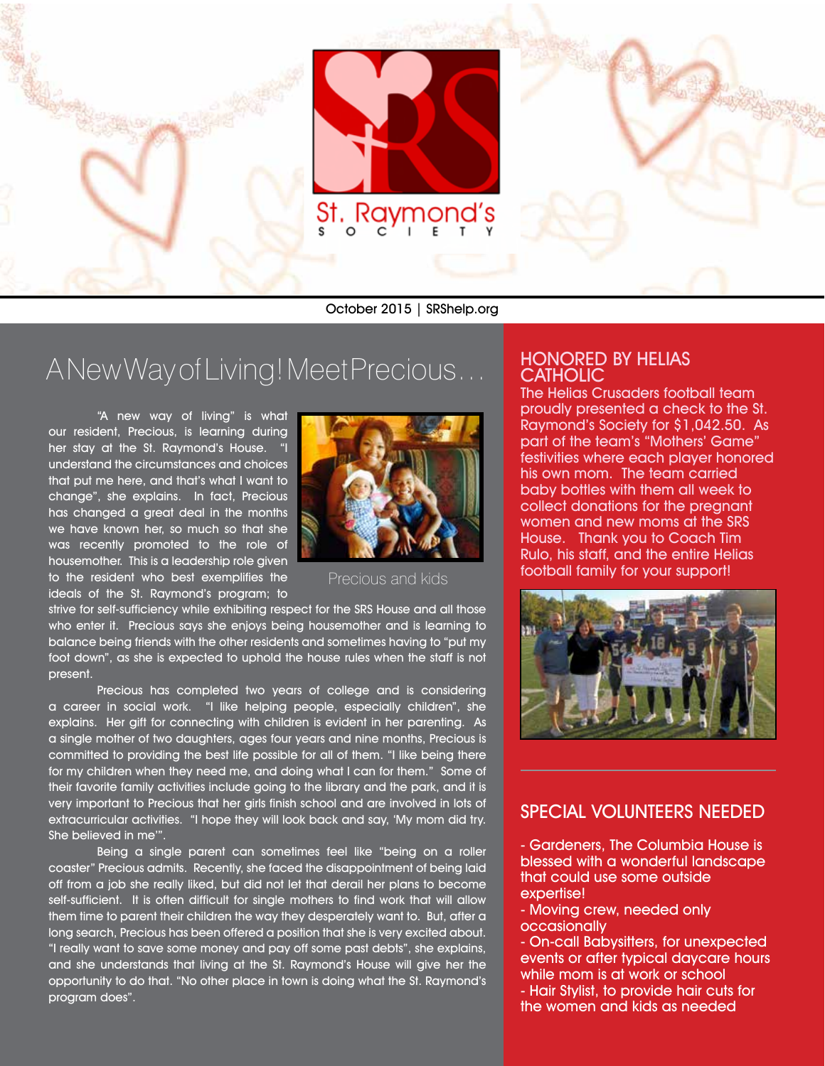St. Raymond's Society

October 2015 | SRShelp.org

# A New Way of Living! Meet Precious...

"A new way of living" is what our resident, Precious, is learning during her stay at the St. Raymond's House. "I understand the circumstances and choices that put me here, and that's what I want to change", she explains. In fact, Precious has changed a great deal in the months we have known her, so much so that she was recently promoted to the role of housemother. This is a leadership role given to the resident who best exemplifies the ideals of the St. Raymond's program; to strive for self-sufficiency while exhibiting respect for the SRS House and all those who enter it. Precious says she enjoys being housemother and is learning to balance being friends with the other residents and sometimes having to "put my foot down", as she is expected to uphold the house rules when the staff is not present.

Precious and kids

Precious has completed two years of college and is considering a career in social work. "I like helping people, especially children", she explains. Her gift for connecting with children is evident in her parenting. As a single mother of two daughters, ages four years and nine months, Precious is committed to providing the best life possible for all of them. "I like being there for my children when they need me, and doing what I can for them." Some of their favorite family activities include going to the library and the park, and it is very important to Precious that her girls finish school and are involved in lots of extracurricular activities. "I hope they will look back and say, 'My mom did try. She believed in me'".

Being a single parent can sometimes feel like "being on a roller coaster" Precious admits. Recently, she faced the disappointment of being laid off from a job she really liked, but did not let that derail her plans to become self-sufficient. It is often difficult for single mothers to find work that will allow them time to parent their children the way they desperately want to. But, after a long search, Precious has been offered a position that she is very excited about. "I really want to save some money and pay off some past debts", she explains, and she understands that living at the St. Raymond's House will give her the opportunity to do that. "No other place in town is doing what the St. Raymond's program does".

## HONORED BY HELIAS CATHOLIC

The Helias Crusaders football team proudly presented a check to the St. Raymond's Society for $1,042.50. As part of the team's "Mothers' Game" festivities where each player honored his own mom. The team carried baby bottles with them all week to collect donations for the pregnant women and new moms at the SRS House. Thank you to Coach Tim Rulo, his staff, and the entire Helias football family for your support!

## SPECIAL VOLUNTEERS NEEDED

- Gardeners, The Columbia House is blessed with a wonderful landscape that could use some outside expertise!
- Moving crew, needed only occasionally
- On-call Babysitters, for unexpected events or after typical daycare hours while mom is at work or school
- Hair Stylist, to provide hair cuts for the women and kids as needed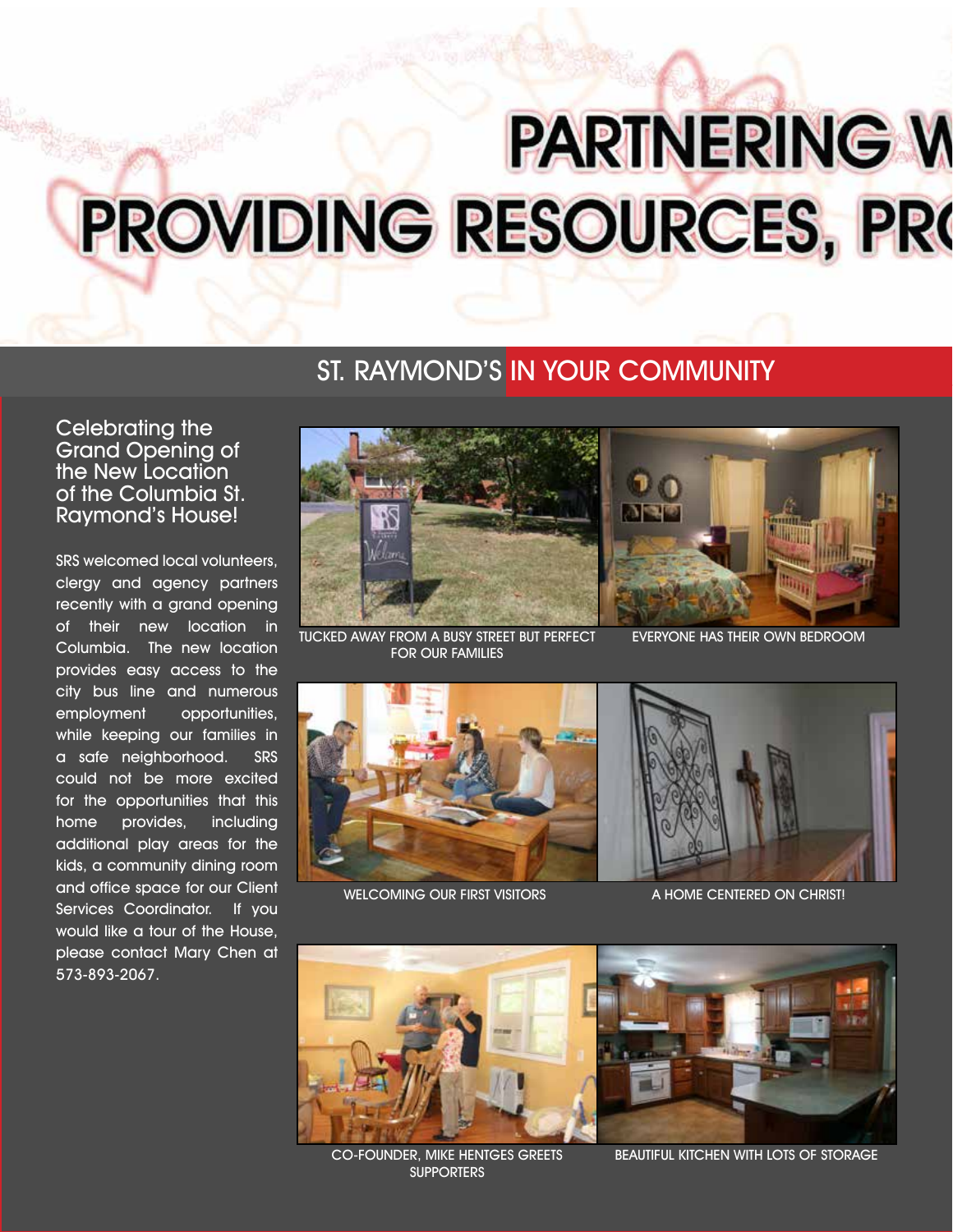# PARTNERING W

# PROVIDING RESOURCES, PRO

## ST. RAYMOND'S IN YOUR COMMUNITY

### Celebrating the Grand Opening of the New Location of the Columbia St. Raymond's House!

SRS welcomed local volunteers, clergy and agency partners recently with a grand opening of their new location in Columbia. The new location provides easy access to the city bus line and numerous employment opportunities, while keeping our families in a safe neighborhood. SRS could not be more excited for the opportunities that this home provides, including additional play areas for the kids, a community dining room and office space for our Client Services Coordinator. If you would like a tour of the House, please contact Mary Chen at 573-893-2067.

TUCKED AWAY FROM A BUSY STREET BUT PERFECT FOR OUR FAMILIES

EVERYONE HAS THEIR OWN BEDROOM

WELCOMING OUR FIRST VISITORS

A HOME CENTERED ON CHRIST!

CO-FOUNDER, MIKE HENTGES GREETS SUPPORTERS

BEAUTIFUL KITCHEN WITH LOTS OF STORAGE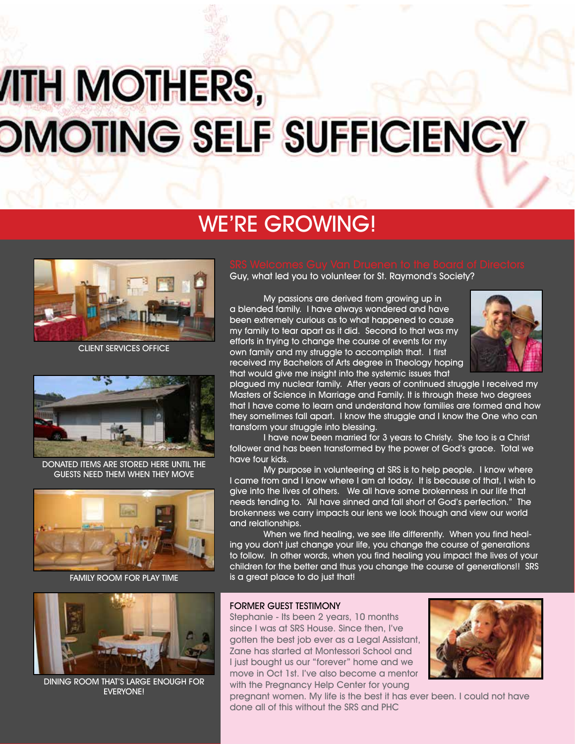# /ITH MOTHERS, OMOTING SELF SUFFICIENCY

## WE'RE GROWING!

CLIENT SERVICES OFFICE

DONATED ITEMS ARE STORED HERE UNTIL THE GUESTS NEED THEM WHEN THEY MOVE

FAMILY ROOM FOR PLAY TIME

DINING ROOM THAT'S LARGE ENOUGH FOR EVERYONE!

### SRS Welcomes Guy Van Druenen to the Board of Directors

Guy, what led you to volunteer for St. Raymond's Society?

My passions are derived from growing up in a blended family. I have always wondered and have been extremely curious as to what happened to cause my family to tear apart as it did. Second to that was my efforts in trying to change the course of events for my own family and my struggle to accomplish that. I first received my Bachelors of Arts degree in Theology hoping that would give me insight into the systemic issues that plagued my nuclear family. After years of continued struggle I received my Masters of Science in Marriage and Family. It is through these two degrees that I have come to learn and understand how families are formed and how they sometimes fall apart. I know the struggle and I know the One who can transform your struggle into blessing.

I have now been married for 3 years to Christy. She too is a Christ follower and has been transformed by the power of God's grace. Total we have four kids.

My purpose in volunteering at SRS is to help people. I know where I came from and I know where I am at today. It is because of that, I wish to give into the lives of others. We all have some brokenness in our life that needs tending to. 'All have sinned and fall short of God's perfection." The brokenness we carry impacts our lens we look though and view our world and relationships.

When we find healing, we see life differently. When you find healing you don't just change your life, you change the course of generations to follow. In other words, when you find healing you impact the lives of your children for the better and thus you change the course of generations!! SRS is a great place to do just that!

### FORMER GUEST TESTIMONY

Stephanie - Its been 2 years, 10 months since I was at SRS House. Since then, I've gotten the best job ever as a Legal Assistant, Zane has started at Montessori School and I just bought us our "forever" home and we move in Oct 1st. I've also become a mentor with the Pregnancy Help Center for young pregnant women. My life is the best it has ever been. I could not have done all of this without the SRS and PHC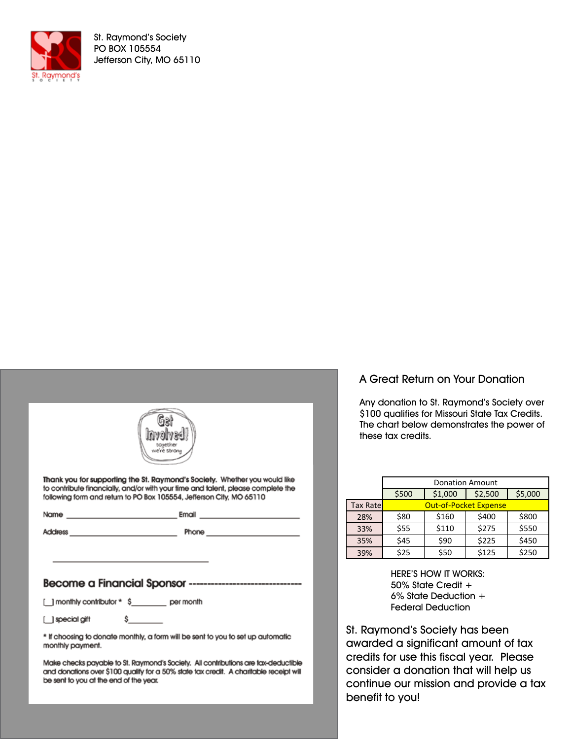St. Raymond's Society
PO BOX 105554
Jefferson City, MO 65110

Get Involved!
together we're strong

**Thank you for supporting the St. Raymond's Society.** Whether you would like to contribute financially, and/or with your time and talent, please complete the following form and return to PO Box 105554, Jefferson City, MO 65110

Name ____________________ Email ____________________

Address ____________________ Phone ____________________

____________________

## Become a Financial Sponsor

[ ] monthly contributor * $________ per month

[ ] special gift $________

* If choosing to donate monthly, a form will be sent to you to set up automatic monthly payment.

Make checks payable to St. Raymond's Society. All contributions are tax-deductible and donations over $100 qualify for a 50% state tax credit. A charitable receipt will be sent to you at the end of the year.

## A Great Return on Your Donation

Any donation to St. Raymond's Society over $100 qualifies for Missouri State Tax Credits. The chart below demonstrates the power of these tax credits.

| | Donation Amount | | | |
|---|---|---|---|---|
| | $500 | $1,000 | $2,500 | $5,000 |
| Tax Rate | Out-of-Pocket Expense | | | |
| 28% | $80 | $160 | $400 | $800 |
| 33% | $55 | $110 | $275 | $550 |
| 35% | $45 | $90 | $225 | $450 |
| 39% | $25 | $50 | $125 | $250 |

HERE'S HOW IT WORKS:
50% State Credit +
6% State Deduction +
Federal Deduction

St. Raymond's Society has been awarded a significant amount of tax credits for use this fiscal year. Please consider a donation that will help us continue our mission and provide a tax benefit to you!